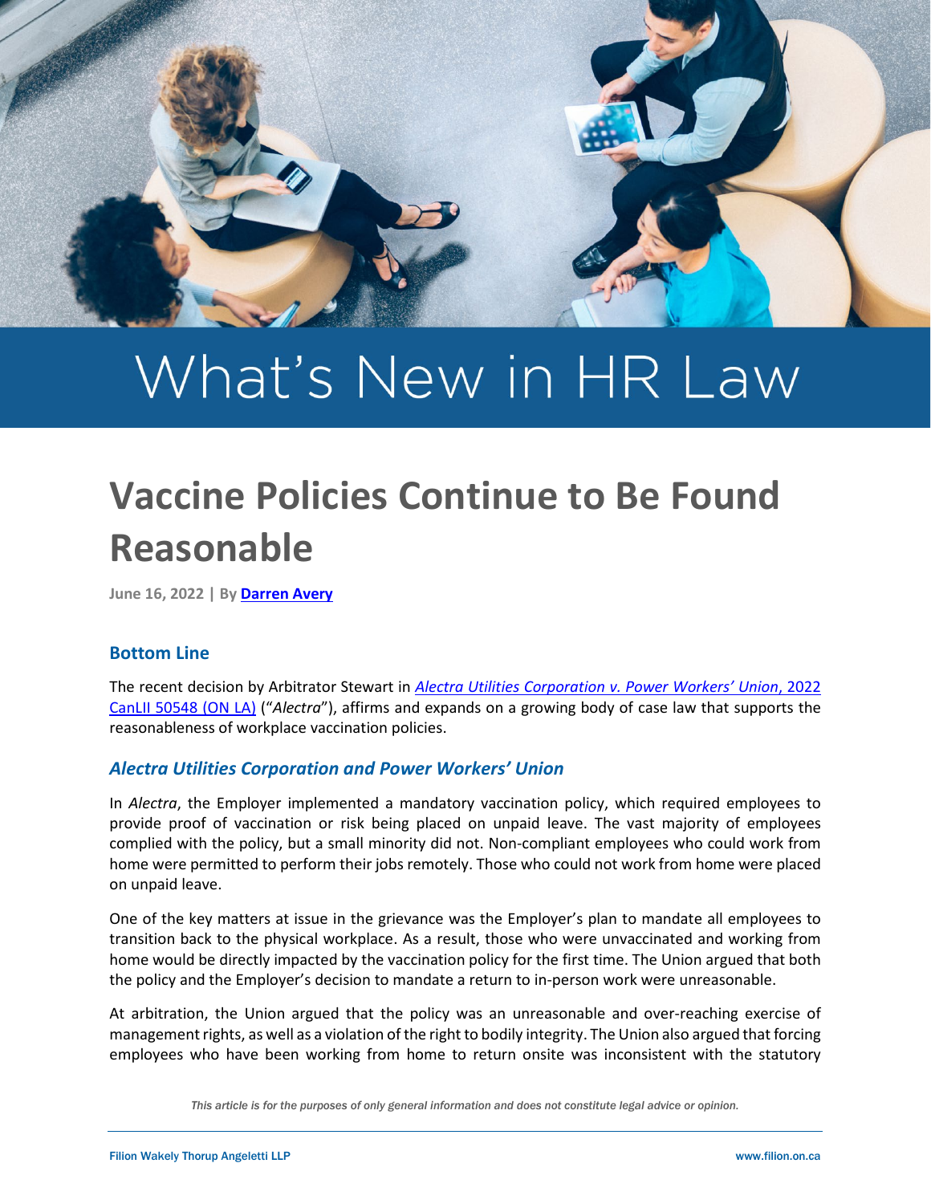# What's New in HR Law

# Vaccine Policies Continue to Be Found Reasonable

June 16, 2022 | By [Darren Avery]

## Bottom Line

The recent decision by Arbitrator Stewart in [*Alectra Utilities Corporation v. Power Workers' Union*, 2022 CanLII 50548 (ON LA)] ("*Alectra*"), affirms and expands on a growing body of case law that supports the reasonableness of workplace vaccination policies.

### *Alectra Utilities Corporation and Power Workers' Union*

In *Alectra*, the Employer implemented a mandatory vaccination policy, which required employees to provide proof of vaccination or risk being placed on unpaid leave. The vast majority of employees complied with the policy, but a small minority did not. Non-compliant employees who could work from home were permitted to perform their jobs remotely. Those who could not work from home were placed on unpaid leave.

One of the key matters at issue in the grievance was the Employer's plan to mandate all employees to transition back to the physical workplace. As a result, those who were unvaccinated and working from home would be directly impacted by the vaccination policy for the first time. The Union argued that both the policy and the Employer's decision to mandate a return to in-person work were unreasonable.

At arbitration, the Union argued that the policy was an unreasonable and over-reaching exercise of management rights, as well as a violation of the right to bodily integrity. The Union also argued that forcing employees who have been working from home to return onsite was inconsistent with the statutory

*This article is for the purposes of only general information and does not constitute legal advice or opinion.*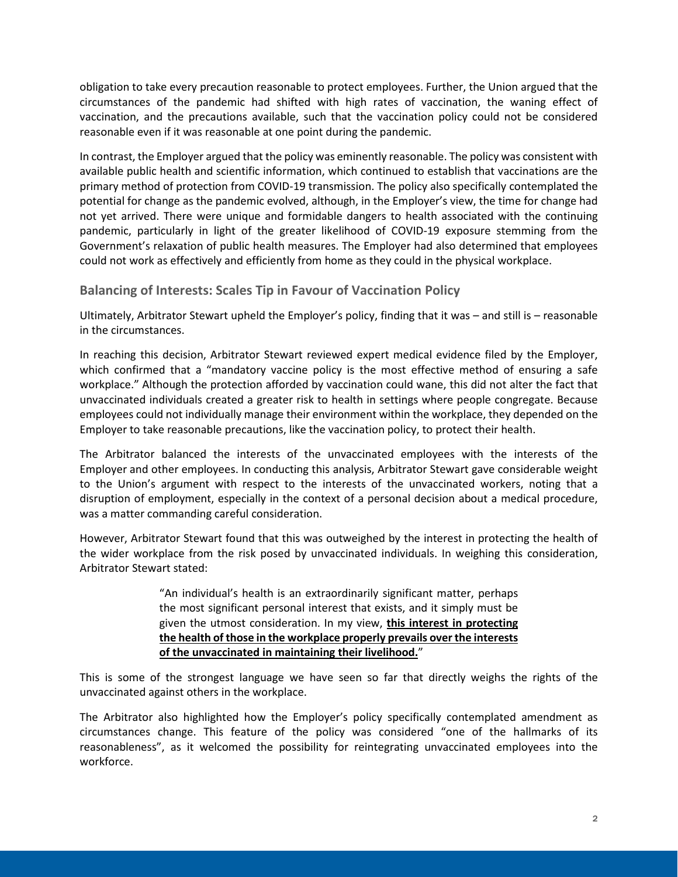obligation to take every precaution reasonable to protect employees. Further, the Union argued that the circumstances of the pandemic had shifted with high rates of vaccination, the waning effect of vaccination, and the precautions available, such that the vaccination policy could not be considered reasonable even if it was reasonable at one point during the pandemic.

In contrast, the Employer argued that the policy was eminently reasonable. The policy was consistent with available public health and scientific information, which continued to establish that vaccinations are the primary method of protection from COVID-19 transmission. The policy also specifically contemplated the potential for change as the pandemic evolved, although, in the Employer's view, the time for change had not yet arrived. There were unique and formidable dangers to health associated with the continuing pandemic, particularly in light of the greater likelihood of COVID-19 exposure stemming from the Government's relaxation of public health measures. The Employer had also determined that employees could not work as effectively and efficiently from home as they could in the physical workplace.

## Balancing of Interests: Scales Tip in Favour of Vaccination Policy

Ultimately, Arbitrator Stewart upheld the Employer's policy, finding that it was – and still is – reasonable in the circumstances.

In reaching this decision, Arbitrator Stewart reviewed expert medical evidence filed by the Employer, which confirmed that a "mandatory vaccine policy is the most effective method of ensuring a safe workplace." Although the protection afforded by vaccination could wane, this did not alter the fact that unvaccinated individuals created a greater risk to health in settings where people congregate. Because employees could not individually manage their environment within the workplace, they depended on the Employer to take reasonable precautions, like the vaccination policy, to protect their health.

The Arbitrator balanced the interests of the unvaccinated employees with the interests of the Employer and other employees. In conducting this analysis, Arbitrator Stewart gave considerable weight to the Union's argument with respect to the interests of the unvaccinated workers, noting that a disruption of employment, especially in the context of a personal decision about a medical procedure, was a matter commanding careful consideration.

However, Arbitrator Stewart found that this was outweighed by the interest in protecting the health of the wider workplace from the risk posed by unvaccinated individuals. In weighing this consideration, Arbitrator Stewart stated:

> "An individual's health is an extraordinarily significant matter, perhaps the most significant personal interest that exists, and it simply must be given the utmost consideration. In my view, **this interest in protecting the health of those in the workplace properly prevails over the interests of the unvaccinated in maintaining their livelihood.**"

This is some of the strongest language we have seen so far that directly weighs the rights of the unvaccinated against others in the workplace.

The Arbitrator also highlighted how the Employer's policy specifically contemplated amendment as circumstances change. This feature of the policy was considered "one of the hallmarks of its reasonableness", as it welcomed the possibility for reintegrating unvaccinated employees into the workforce.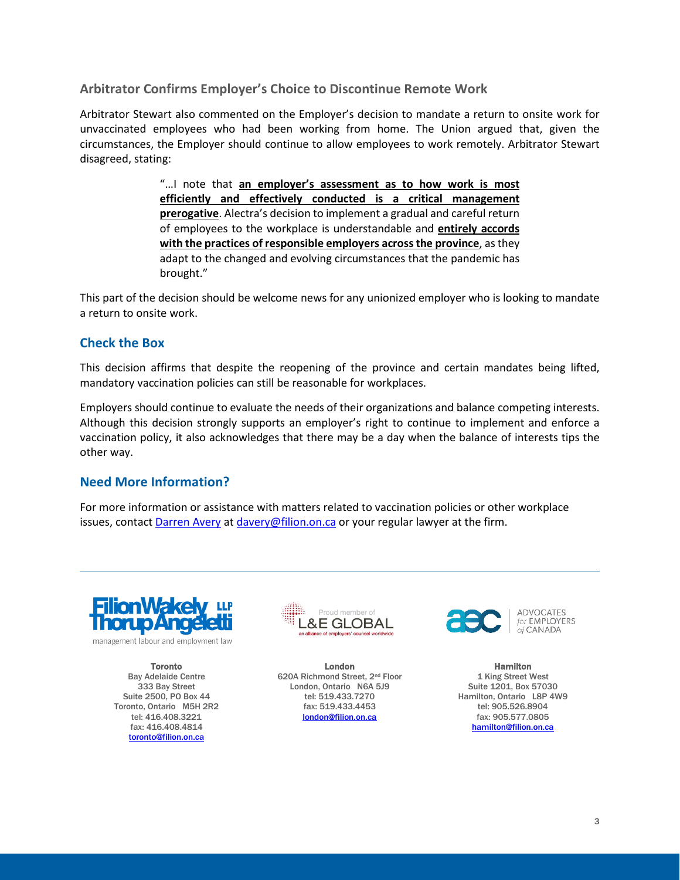### Arbitrator Confirms Employer's Choice to Discontinue Remote Work

Arbitrator Stewart also commented on the Employer's decision to mandate a return to onsite work for unvaccinated employees who had been working from home. The Union argued that, given the circumstances, the Employer should continue to allow employees to work remotely. Arbitrator Stewart disagreed, stating:

> "…I note that **an employer's assessment as to how work is most efficiently and effectively conducted is a critical management prerogative**. Alectra's decision to implement a gradual and careful return of employees to the workplace is understandable and **entirely accords with the practices of responsible employers across the province**, as they adapt to the changed and evolving circumstances that the pandemic has brought."

This part of the decision should be welcome news for any unionized employer who is looking to mandate a return to onsite work.

## Check the Box

This decision affirms that despite the reopening of the province and certain mandates being lifted, mandatory vaccination policies can still be reasonable for workplaces.

Employers should continue to evaluate the needs of their organizations and balance competing interests. Although this decision strongly supports an employer's right to continue to implement and enforce a vaccination policy, it also acknowledges that there may be a day when the balance of interests tips the other way.

## Need More Information?

For more information or assistance with matters related to vaccination policies or other workplace issues, contact Darren Avery at davery@filion.on.ca or your regular lawyer at the firm.

---

Filion Wakely Thorup Angeletti LLP
management labour and employment law

Proud member of L&E GLOBAL
an alliance of employers' counsel worldwide

ADVOCATES for EMPLOYERS of CANADA

**Toronto**
Bay Adelaide Centre
333 Bay Street
Suite 2500, PO Box 44
Toronto, Ontario M5H 2R2
tel: 416.408.3221
fax: 416.408.4814
toronto@filion.on.ca

**London**
620A Richmond Street, 2nd Floor
London, Ontario N6A 5J9
tel: 519.433.7270
fax: 519.433.4453
london@filion.on.ca

**Hamilton**
1 King Street West
Suite 1201, Box 57030
Hamilton, Ontario L8P 4W9
tel: 905.526.8904
fax: 905.577.0805
hamilton@filion.on.ca